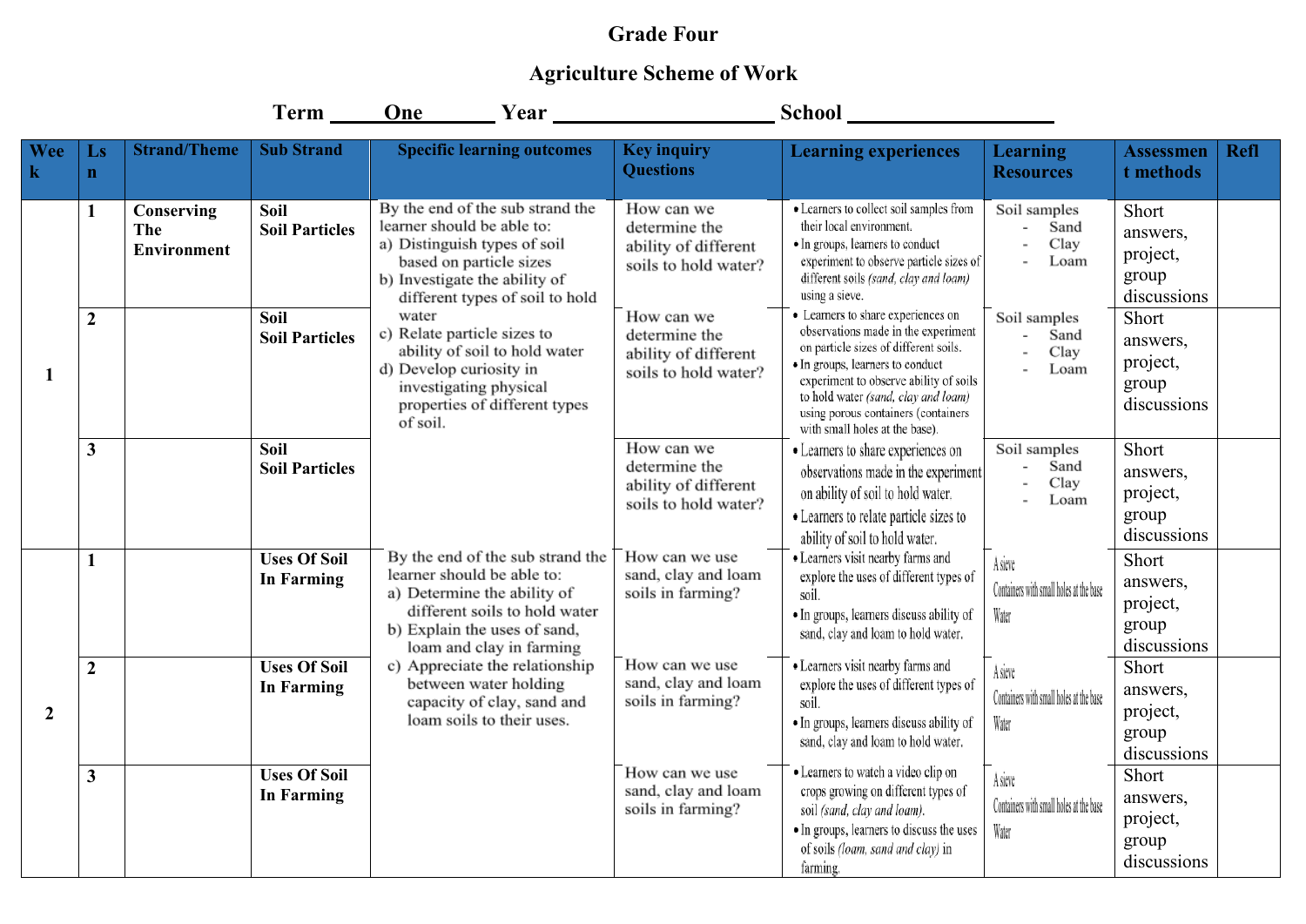# Grade Four

## Agriculture Scheme of Work

**Term \_\_\_\_\_One\_\_\_\_\_\_\_ Year \_\_\_\_\_\_\_\_\_\_\_\_\_\_\_\_\_\_\_\_\_ School \_\_\_\_\_\_\_\_\_\_\_\_\_\_\_\_\_\_\_**

| Week | Lsn | Strand/Theme | Sub Strand | Specific learning outcomes | Key inquiry Questions | Learning experiences | Learning Resources | Assessment methods | Refl |
|---|---|---|---|---|---|---|---|---|---|
| 1 | 1 | **Conserving The Environment** | **Soil Soil Particles** | By the end of the sub strand the learner should be able to:<br>a) Distinguish types of soil based on particle sizes<br>b) Investigate the ability of different types of soil to hold water<br>c) Relate particle sizes to ability of soil to hold water<br>d) Develop curiosity in investigating physical properties of different types of soil. | How can we determine the ability of different soils to hold water? | • Learners to collect soil samples from their local environment.<br>• In groups, learners to conduct experiment to observe particle sizes of different soils *(sand, clay and loam)* using a sieve. | Soil samples<br>- Sand<br>- Clay<br>- Loam | Short answers, project, group discussions | |
| | 2 | | **Soil Soil Particles** | | How can we determine the ability of different soils to hold water? | • Learners to share experiences on observations made in the experiment on particle sizes of different soils.<br>• In groups, learners to conduct experiment to observe ability of soils to hold water *(sand, clay and loam)* using porous containers (containers with small holes at the base). | Soil samples<br>- Sand<br>- Clay<br>- Loam | Short answers, project, group discussions | |
| | 3 | | **Soil Soil Particles** | | How can we determine the ability of different soils to hold water? | • Learners to share experiences on observations made in the experiment on ability of soil to hold water.<br>• Learners to relate particle sizes to ability of soil to hold water. | Soil samples<br>- Sand<br>- Clay<br>- Loam | Short answers, project, group discussions | |
| 2 | 1 | | **Uses Of Soil In Farming** | By the end of the sub strand the learner should be able to:<br>a) Determine the ability of different soils to hold water<br>b) Explain the uses of sand, loam and clay in farming<br>c) Appreciate the relationship between water holding capacity of clay, sand and loam soils to their uses. | How can we use sand, clay and loam soils in farming? | • Learners visit nearby farms and explore the uses of different types of soil.<br>• In groups, learners discuss ability of sand, clay and loam to hold water. | A sieve<br>Containers with small holes at the base<br>Water | Short answers, project, group discussions | |
| | 2 | | **Uses Of Soil In Farming** | | How can we use sand, clay and loam soils in farming? | • Learners visit nearby farms and explore the uses of different types of soil.<br>• In groups, learners discuss ability of sand, clay and loam to hold water. | A sieve<br>Containers with small holes at the base<br>Water | Short answers, project, group discussions | |
| | 3 | | **Uses Of Soil In Farming** | | How can we use sand, clay and loam soils in farming? | • Learners to watch a video clip on crops growing on different types of soil *(sand, clay and loam)*.<br>• In groups, learners to discuss the uses of soils *(loam, sand and clay)* in farming. | A sieve<br>Containers with small holes at the base<br>Water | Short answers, project, group discussions | |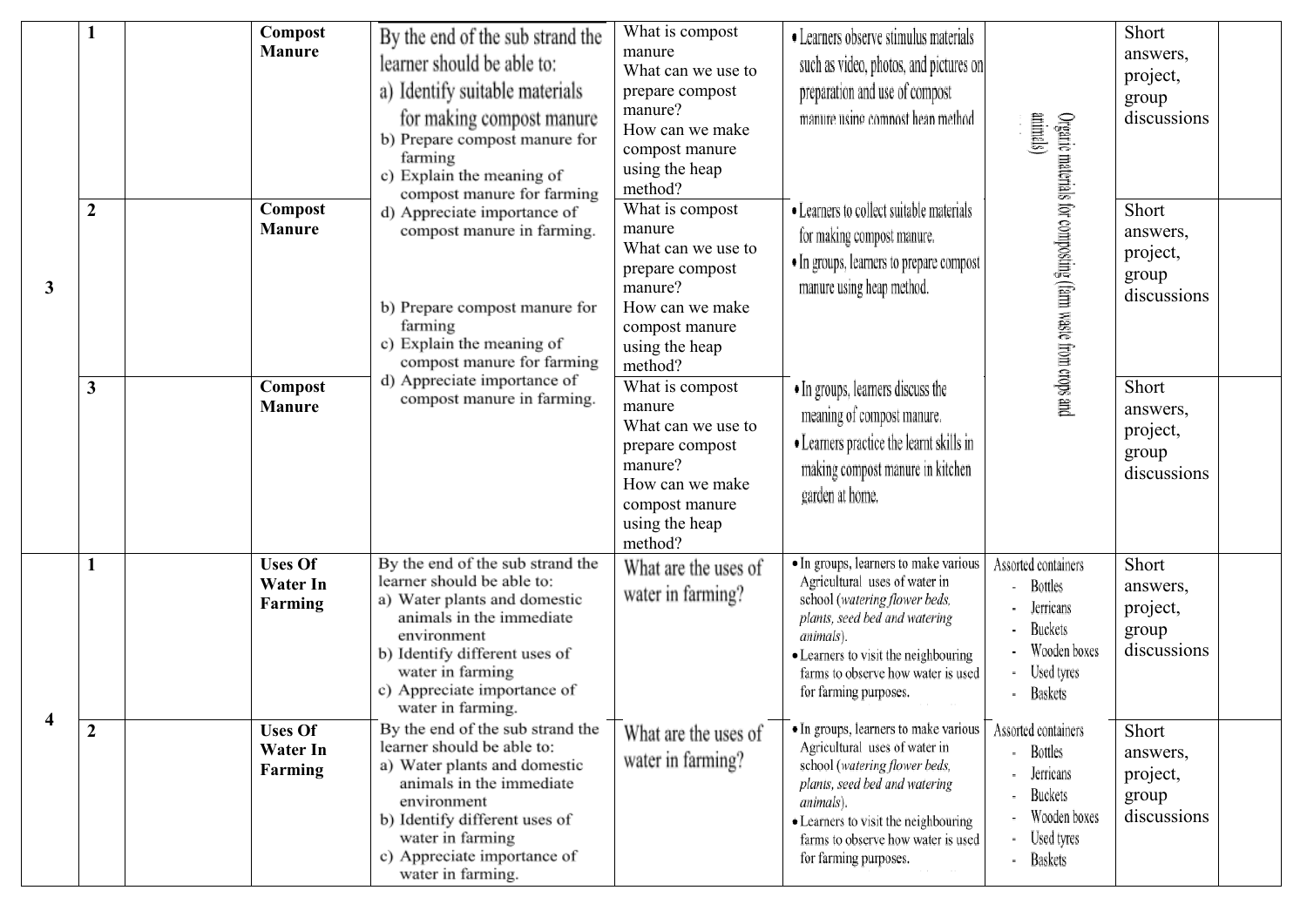| 3 | 1 | | Compost Manure | By the end of the sub strand the learner should be able to: a) Identify suitable materials for making compost manure b) Prepare compost manure for farming c) Explain the meaning of compost manure for farming d) Appreciate importance of compost manure in farming. | What is compost manure What can we use to prepare compost manure? How can we make compost manure using the heap method? | • Learners observe stimulus materials such as video, photos, and pictures on preparation and use of compost manure using compost heap method | Organic materials for composting (farm waste from crops and animals) | Short answers, project, group discussions | |
|---|---|---|---|---|---|---|---|---|---|
| | 2 | | Compost Manure | b) Prepare compost manure for farming c) Explain the meaning of compost manure for farming d) Appreciate importance of compost manure in farming. | What is compost manure What can we use to prepare compost manure? How can we make compost manure using the heap method? | • Learners to collect suitable materials for making compost manure. • In groups, learners to prepare compost manure using heap method. | | Short answers, project, group discussions | |
| | 3 | | Compost Manure | | What is compost manure What can we use to prepare compost manure? How can we make compost manure using the heap method? | • In groups, learners discuss the meaning of compost manure. • Learners practice the learnt skills in making compost manure in kitchen garden at home. | | Short answers, project, group discussions | |
| 4 | 1 | | Uses Of Water In Farming | By the end of the sub strand the learner should be able to: a) Water plants and domestic animals in the immediate environment b) Identify different uses of water in farming c) Appreciate importance of water in farming. | What are the uses of water in farming? | • In groups, learners to make various Agricultural uses of water in school (*watering flower beds, plants, seed bed and watering animals*). • Learners to visit the neighbouring farms to observe how water is used for farming purposes. | Assorted containers - Bottles - Jerricans - Buckets - Wooden boxes - Used tyres - Baskets | Short answers, project, group discussions | |
| | 2 | | Uses Of Water In Farming | By the end of the sub strand the learner should be able to: a) Water plants and domestic animals in the immediate environment b) Identify different uses of water in farming c) Appreciate importance of water in farming. | What are the uses of water in farming? | • In groups, learners to make various Agricultural uses of water in school (*watering flower beds, plants, seed bed and watering animals*). • Learners to visit the neighbouring farms to observe how water is used for farming purposes. | Assorted containers - Bottles - Jerricans - Buckets - Wooden boxes - Used tyres - Baskets | Short answers, project, group discussions | |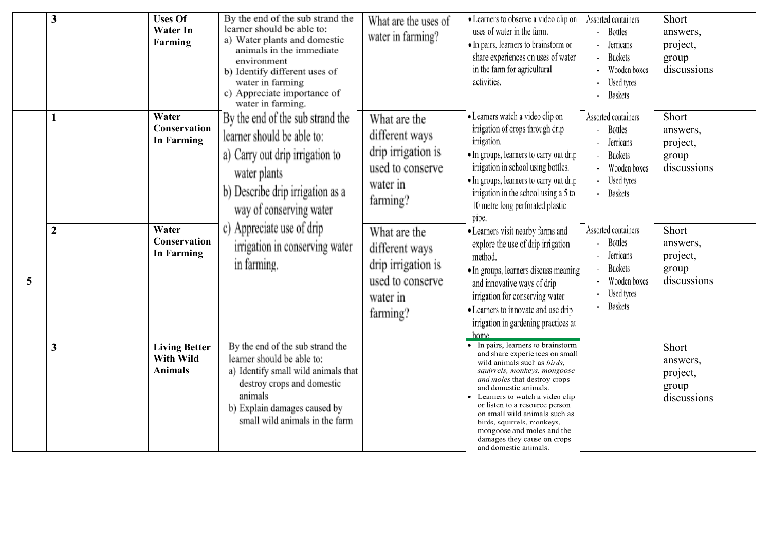|  | 3 |  | Uses Of Water In Farming | By the end of the sub strand the learner should be able to:<br>a) Water plants and domestic animals in the immediate environment<br>b) Identify different uses of water in farming<br>c) Appreciate importance of water in farming. | What are the uses of water in farming? | • Learners to observe a video clip on uses of water in the farm.<br>• In pairs, learners to brainstorm or share experiences on uses of water in the farm for agricultural activities. | Assorted containers<br>- Bottles<br>- Jerricans<br>- Buckets<br>- Wooden boxes<br>- Used tyres<br>- Baskets | Short answers, project, group discussions |  |
|---|---|---|---|---|---|---|---|---|---|
| 5 | 1 |  | Water Conservation In Farming | By the end of the sub strand the learner should be able to:<br>a) Carry out drip irrigation to water plants<br>b) Describe drip irrigation as a way of conserving water<br>c) Appreciate use of drip irrigation in conserving water in farming. | What are the different ways drip irrigation is used to conserve water in farming? | • Learners watch a video clip on irrigation of crops through drip irrigation.<br>• In groups, learners to carry out drip irrigation in school using bottles.<br>• In groups, learners to carry out drip irrigation in the school using a 5 to 10 metre long perforated plastic pipe. | Assorted containers<br>- Bottles<br>- Jerricans<br>- Buckets<br>- Wooden boxes<br>- Used tyres<br>- Baskets | Short answers, project, group discussions |  |
|  | 2 |  | Water Conservation In Farming |  | What are the different ways drip irrigation is used to conserve water in farming? | • Learners visit nearby farms and explore the use of drip irrigation method.<br>• In groups, learners discuss meaning and innovative ways of drip irrigation for conserving water<br>• Learners to innovate and use drip irrigation in gardening practices at home. | Assorted containers<br>- Bottles<br>- Jerricans<br>- Buckets<br>- Wooden boxes<br>- Used tyres<br>- Baskets | Short answers, project, group discussions |  |
|  | 3 |  | Living Better With Wild Animals | By the end of the sub strand the learner should be able to:<br>a) Identify small wild animals that destroy crops and domestic animals<br>b) Explain damages caused by small wild animals in the farm |  | • In pairs, learners to brainstorm and share experiences on small wild animals such as *birds, squirrels, monkeys, mongoose and moles* that destroy crops and domestic animals.<br>• Learners to watch a video clip or listen to a resource person on small wild animals such as birds, squirrels, monkeys, mongoose and moles and the damages they cause on crops and domestic animals. |  | Short answers, project, group discussions |  |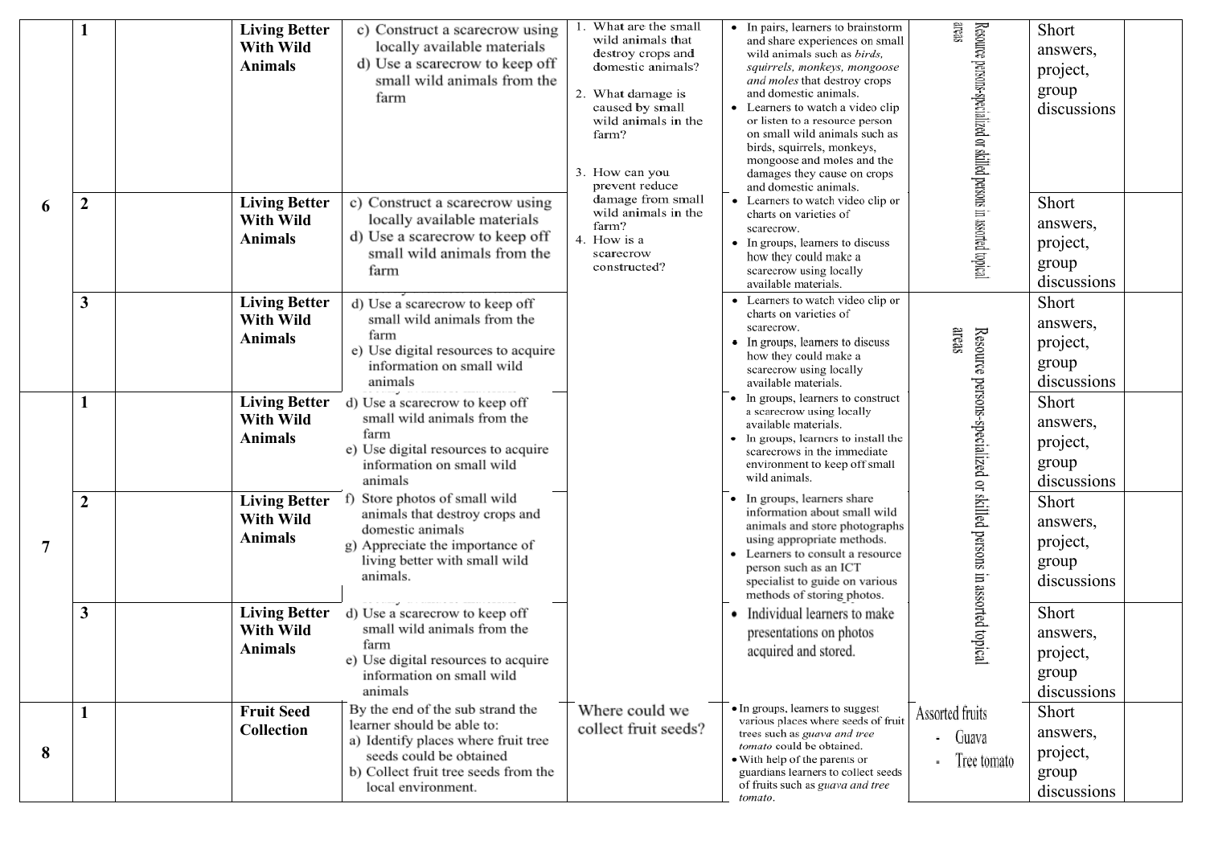| | | | | | | | | | |
|---|---|---|---|---|---|---|---|---|---|
| 6 | 1 | | **Living Better With Wild Animals** | c) Construct a scarecrow using locally available materials<br>d) Use a scarecrow to keep off small wild animals from the farm | 1. What are the small wild animals that destroy crops and domestic animals?<br>2. What damage is caused by small wild animals in the farm?<br>3. How can you prevent reduce damage from small wild animals in the farm?<br>4. How is a scarecrow constructed? | • In pairs, learners to brainstorm and share experiences on small wild animals such as *birds, squirrels, monkeys, mongoose and moles* that destroy crops and domestic animals.<br>• Learners to watch a video clip or listen to a resource person on small wild animals such as birds, squirrels, monkeys, mongoose and moles and the damages they cause on crops and domestic animals. | Resource persons-specialized or skilled persons in assorted topical areas | Short answers, project, group discussions | |
| | 2 | | **Living Better With Wild Animals** | c) Construct a scarecrow using locally available materials<br>d) Use a scarecrow to keep off small wild animals from the farm | | • Learners to watch video clip or charts on varieties of scarecrow.<br>• In groups, learners to discuss how they could make a scarecrow using locally available materials. | | Short answers, project, group discussions | |
| | 3 | | **Living Better With Wild Animals** | d) Use a scarecrow to keep off small wild animals from the farm<br>e) Use digital resources to acquire information on small wild animals | | • Learners to watch video clip or charts on varieties of scarecrow.<br>• In groups, learners to discuss how they could make a scarecrow using locally available materials. | Resource persons-specialized or skilled persons in assorted topical areas | Short answers, project, group discussions | |
| 7 | 1 | | **Living Better With Wild Animals** | d) Use a scarecrow to keep off small wild animals from the farm<br>e) Use digital resources to acquire information on small wild animals | | • In groups, learners to construct a scarecrow using locally available materials.<br>• In groups, learners to install the scarecrows in the immediate environment to keep off small wild animals. | | Short answers, project, group discussions | |
| | 2 | | **Living Better With Wild Animals** | f) Store photos of small wild animals that destroy crops and domestic animals<br>g) Appreciate the importance of living better with small wild animals. | | • In groups, learners share information about small wild animals and store photographs using appropriate methods.<br>• Learners to consult a resource person such as an ICT specialist to guide on various methods of storing photos. | | Short answers, project, group discussions | |
| | 3 | | **Living Better With Wild Animals** | d) Use a scarecrow to keep off small wild animals from the farm<br>e) Use digital resources to acquire information on small wild animals | | • Individual learners to make presentations on photos acquired and stored. | | Short answers, project, group discussions | |
| 8 | 1 | | **Fruit Seed Collection** | By the end of the sub strand the learner should be able to:<br>a) Identify places where fruit tree seeds could be obtained<br>b) Collect fruit tree seeds from the local environment. | Where could we collect fruit seeds? | • In groups, learners to suggest various places where seeds of fruit trees such as *guava and tree tomato* could be obtained.<br>• With help of the parents or guardians learners to collect seeds of fruits such as *guava and tree tomato*. | Assorted fruits<br>- Guava<br>- Tree tomato | Short answers, project, group discussions | |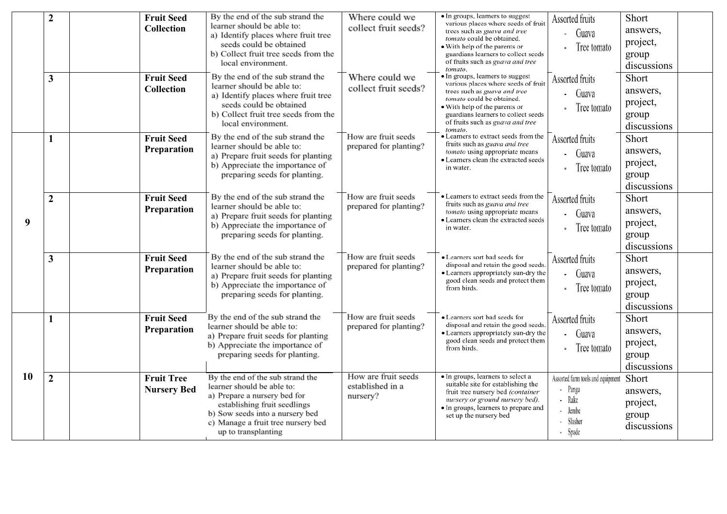|  | 2 |  | **Fruit Seed Collection** | By the end of the sub strand the learner should be able to:<br>a) Identify places where fruit tree seeds could be obtained<br>b) Collect fruit tree seeds from the local environment. | Where could we collect fruit seeds? | • In groups, learners to suggest various places where seeds of fruit trees such as *guava and tree tomato* could be obtained.<br>• With help of the parents or guardians learners to collect seeds of fruits such as *guava and tree tomato*. | Assorted fruits<br>- Guava<br>- Tree tomato | Short answers, project, group discussions |  |
|---|---|---|---|---|---|---|---|---|---|
|  | 3 |  | **Fruit Seed Collection** | By the end of the sub strand the learner should be able to:<br>a) Identify places where fruit tree seeds could be obtained<br>b) Collect fruit tree seeds from the local environment. | Where could we collect fruit seeds? | • In groups, learners to suggest various places where seeds of fruit trees such as *guava and tree tomato* could be obtained.<br>• With help of the parents or guardians learners to collect seeds of fruits such as *guava and tree tomato*. | Assorted fruits<br>- Guava<br>- Tree tomato | Short answers, project, group discussions |  |
| 9 | 1 |  | **Fruit Seed Preparation** | By the end of the sub strand the learner should be able to:<br>a) Prepare fruit seeds for planting<br>b) Appreciate the importance of preparing seeds for planting. | How are fruit seeds prepared for planting? | • Learners to extract seeds from the fruits such as *guava and tree tomato* using appropriate means<br>• Learners clean the extracted seeds in water. | Assorted fruits<br>- Guava<br>- Tree tomato | Short answers, project, group discussions |  |
|  | 2 |  | **Fruit Seed Preparation** | By the end of the sub strand the learner should be able to:<br>a) Prepare fruit seeds for planting<br>b) Appreciate the importance of preparing seeds for planting. | How are fruit seeds prepared for planting? | • Learners to extract seeds from the fruits such as *guava and tree tomato* using appropriate means<br>• Learners clean the extracted seeds in water. | Assorted fruits<br>- Guava<br>- Tree tomato | Short answers, project, group discussions |  |
|  | 3 |  | **Fruit Seed Preparation** | By the end of the sub strand the learner should be able to:<br>a) Prepare fruit seeds for planting<br>b) Appreciate the importance of preparing seeds for planting. | How are fruit seeds prepared for planting? | • Learners sort bad seeds for disposal and retain the good seeds.<br>• Learners appropriately sun-dry the good clean seeds and protect them from birds. | Assorted fruits<br>- Guava<br>- Tree tomato | Short answers, project, group discussions |  |
| 10 | 1 |  | **Fruit Seed Preparation** | By the end of the sub strand the learner should be able to:<br>a) Prepare fruit seeds for planting<br>b) Appreciate the importance of preparing seeds for planting. | How are fruit seeds prepared for planting? | • Learners sort bad seeds for disposal and retain the good seeds.<br>• Learners appropriately sun-dry the good clean seeds and protect them from birds. | Assorted fruits<br>- Guava<br>- Tree tomato | Short answers, project, group discussions |  |
|  | 2 |  | **Fruit Tree Nursery Bed** | By the end of the sub strand the learner should be able to:<br>a) Prepare a nursery bed for establishing fruit seedlings<br>b) Sow seeds into a nursery bed<br>c) Manage a fruit tree nursery bed up to transplanting | How are fruit seeds established in a nursery? | • In groups, learners to select a suitable site for establishing the fruit tree nursery bed *(container nursery or ground nursery bed).*<br>• In groups, learners to prepare and set up the nursery bed | Assorted farm tools and equipment<br>- Panga<br>- Rake<br>- Jembe<br>- Slasher<br>- Spade | Short answers, project, group discussions |  |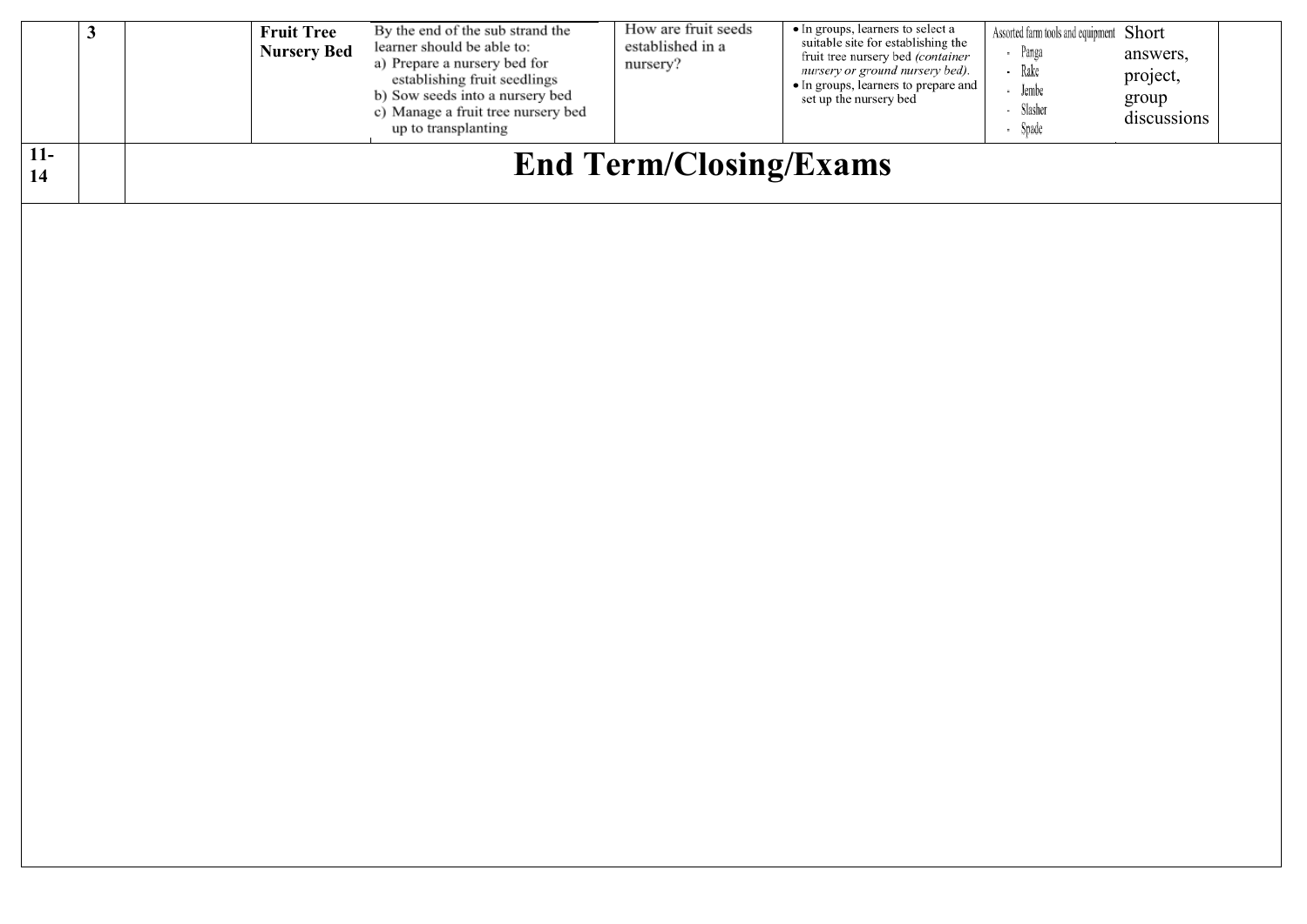| | | | | | | | | | |
|---|---|---|---|---|---|---|---|---|---|
| | 3 | | **Fruit Tree Nursery Bed** | By the end of the sub strand the learner should be able to:<br>a) Prepare a nursery bed for establishing fruit seedlings<br>b) Sow seeds into a nursery bed<br>c) Manage a fruit tree nursery bed up to transplanting | How are fruit seeds established in a nursery? | • In groups, learners to select a suitable site for establishing the fruit tree nursery bed *(container nursery or ground nursery bed).*<br>• In groups, learners to prepare and set up the nursery bed | Assorted farm tools and equipment<br>- Panga<br>- Rake<br>- Jembe<br>- Slasher<br>- Spade | Short answers, project, group discussions | |
| **11-14** | | **End Term/Closing/Exams** | | | | | | | |